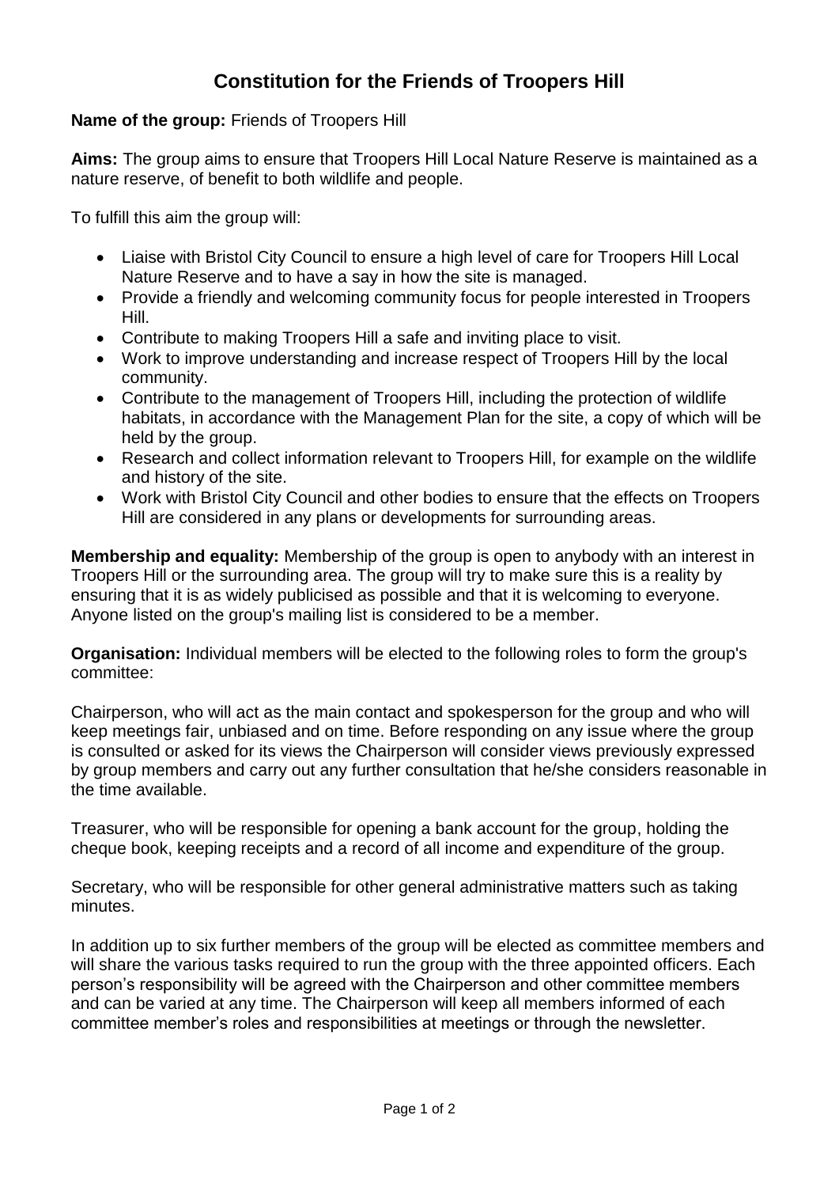# Constitution for the Friends of Troopers Hill

**Name of the group:** Friends of Troopers Hill

**Aims:** The group aims to ensure that Troopers Hill Local Nature Reserve is maintained as a nature reserve, of benefit to both wildlife and people.

To fulfill this aim the group will:

- Liaise with Bristol City Council to ensure a high level of care for Troopers Hill Local Nature Reserve and to have a say in how the site is managed.
- Provide a friendly and welcoming community focus for people interested in Troopers Hill.
- Contribute to making Troopers Hill a safe and inviting place to visit.
- Work to improve understanding and increase respect of Troopers Hill by the local community.
- Contribute to the management of Troopers Hill, including the protection of wildlife habitats, in accordance with the Management Plan for the site, a copy of which will be held by the group.
- Research and collect information relevant to Troopers Hill, for example on the wildlife and history of the site.
- Work with Bristol City Council and other bodies to ensure that the effects on Troopers Hill are considered in any plans or developments for surrounding areas.

**Membership and equality:** Membership of the group is open to anybody with an interest in Troopers Hill or the surrounding area. The group will try to make sure this is a reality by ensuring that it is as widely publicised as possible and that it is welcoming to everyone. Anyone listed on the group's mailing list is considered to be a member.

**Organisation:** Individual members will be elected to the following roles to form the group's committee:

Chairperson, who will act as the main contact and spokesperson for the group and who will keep meetings fair, unbiased and on time. Before responding on any issue where the group is consulted or asked for its views the Chairperson will consider views previously expressed by group members and carry out any further consultation that he/she considers reasonable in the time available.

Treasurer, who will be responsible for opening a bank account for the group, holding the cheque book, keeping receipts and a record of all income and expenditure of the group.

Secretary, who will be responsible for other general administrative matters such as taking minutes.

In addition up to six further members of the group will be elected as committee members and will share the various tasks required to run the group with the three appointed officers. Each person's responsibility will be agreed with the Chairperson and other committee members and can be varied at any time. The Chairperson will keep all members informed of each committee member's roles and responsibilities at meetings or through the newsletter.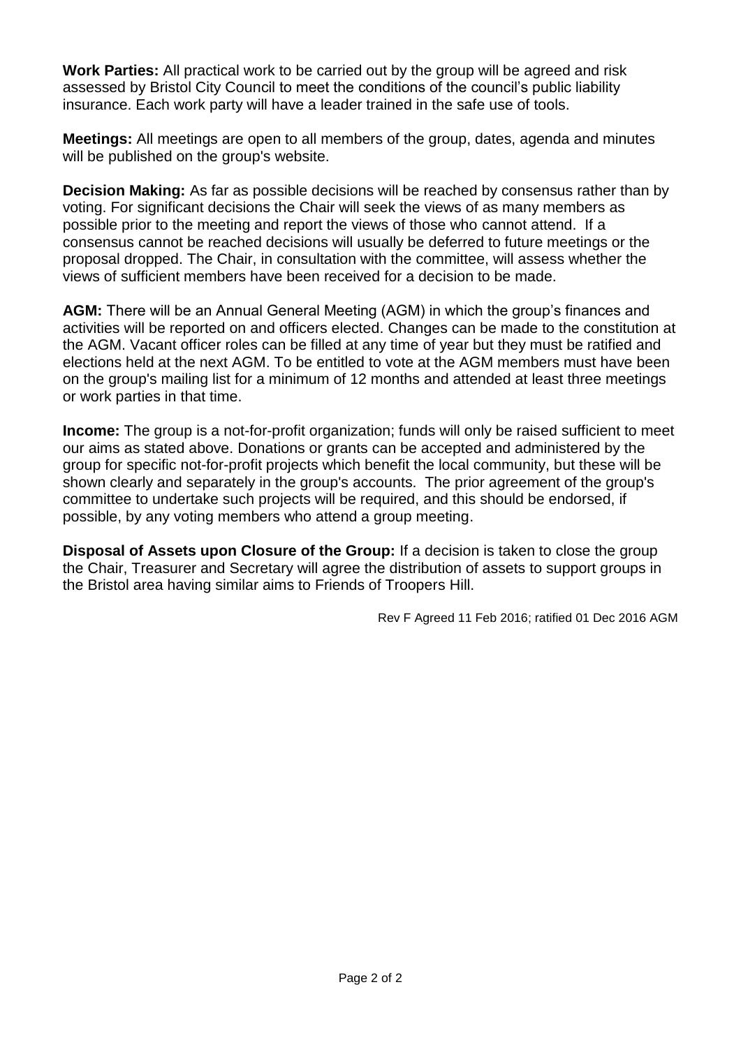**Work Parties:** All practical work to be carried out by the group will be agreed and risk assessed by Bristol City Council to meet the conditions of the council's public liability insurance. Each work party will have a leader trained in the safe use of tools.

**Meetings:** All meetings are open to all members of the group, dates, agenda and minutes will be published on the group's website.

**Decision Making:** As far as possible decisions will be reached by consensus rather than by voting. For significant decisions the Chair will seek the views of as many members as possible prior to the meeting and report the views of those who cannot attend. If a consensus cannot be reached decisions will usually be deferred to future meetings or the proposal dropped. The Chair, in consultation with the committee, will assess whether the views of sufficient members have been received for a decision to be made.

**AGM:** There will be an Annual General Meeting (AGM) in which the group's finances and activities will be reported on and officers elected. Changes can be made to the constitution at the AGM. Vacant officer roles can be filled at any time of year but they must be ratified and elections held at the next AGM. To be entitled to vote at the AGM members must have been on the group's mailing list for a minimum of 12 months and attended at least three meetings or work parties in that time.

**Income:** The group is a not-for-profit organization; funds will only be raised sufficient to meet our aims as stated above. Donations or grants can be accepted and administered by the group for specific not-for-profit projects which benefit the local community, but these will be shown clearly and separately in the group's accounts. The prior agreement of the group's committee to undertake such projects will be required, and this should be endorsed, if possible, by any voting members who attend a group meeting.

**Disposal of Assets upon Closure of the Group:** If a decision is taken to close the group the Chair, Treasurer and Secretary will agree the distribution of assets to support groups in the Bristol area having similar aims to Friends of Troopers Hill.

Rev F Agreed 11 Feb 2016; ratified 01 Dec 2016 AGM